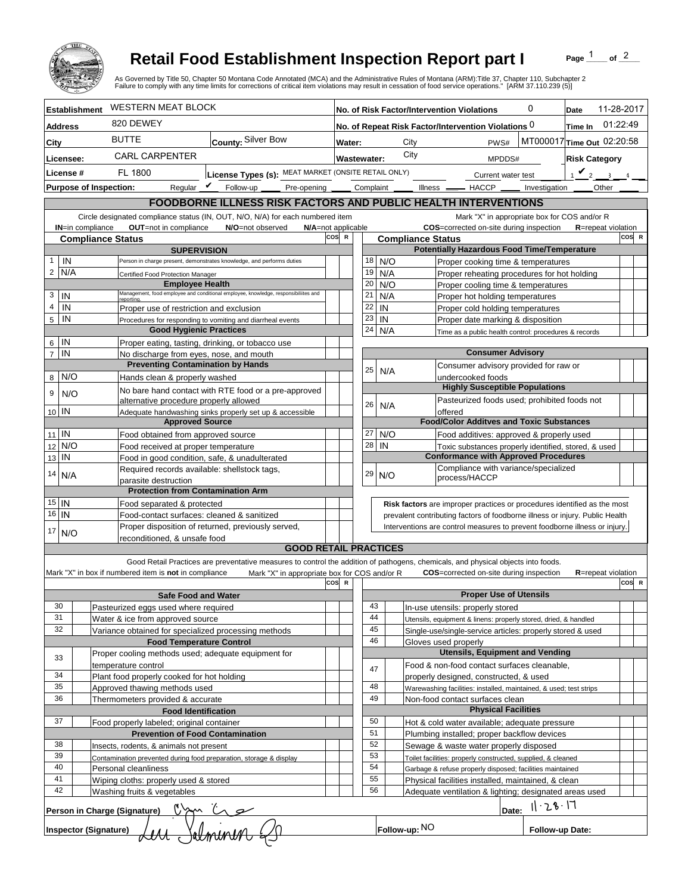# Retail Food Establishment Inspection Report part I

Page 1 of 2

As Governed by Title 50, Chapter 50 Montana Code Annotated (MCA) and the Administrative Rules of Montana (ARM):Title 37, Chapter 110, Subchapter 2
Failure to comply with any time limits for corrections of critical item violations may result in cessation of food service operations." [ARM 37.110.239 (5)]

| | | | |
|---|---|---|---|
| **Establishment** WESTERN MEAT BLOCK | | **No. of Risk Factor/Intervention Violations** 0 | **Date** 11-28-2017 |
| **Address** 820 DEWEY | | **No. of Repeat Risk Factor/Intervention Violations** 0 | **Time In** 01:22:49 |
| **City** BUTTE | **County:** Silver Bow | **Water:** City PWS# MT000017 | **Time Out** 02:20:58 |
| **Licensee:** CARL CARPENTER | | **Wastewater:** City MPDDS# | **Risk Category** |
| **License #** FL 1800 | **License Types (s):** MEAT MARKET (ONSITE RETAIL ONLY) | Current water test | 1 2 ✔ 3 4 |

**Purpose of Inspection:** Regular ✔ Follow-up ___ Pre-opening ___ Complaint ___ Illness ___ HACCP ___ Investigation ___ Other ___

## FOODBORNE ILLNESS RISK FACTORS AND PUBLIC HEALTH INTERVENTIONS

Circle designated compliance status (IN, OUT, N/O, N/A) for each numbered item
**IN**=in compliance **OUT**=not in compliance **N/O**=not observed **N/A**=not applicable

Mark "X" in appropriate box for COS and/or R
**COS**=corrected on-site during inspection **R**=repeat violation

| # | Compliance Status | Item | COS | R |
|---|---|---|---|---|
| | | **SUPERVISION** | | |
| 1 | IN | Person in charge present, demonstrates knowledge, and performs duties | | |
| 2 | N/A | Certified Food Protection Manager | | |
| | | **Employee Health** | | |
| 3 | IN | Management, food employee and conditional employee, knowledge, responsibilities and reporting. | | |
| 4 | IN | Proper use of restriction and exclusion | | |
| 5 | IN | Procedures for responding to vomiting and diarrheal events | | |
| | | **Good Hygienic Practices** | | |
| 6 | IN | Proper eating, tasting, drinking, or tobacco use | | |
| 7 | IN | No discharge from eyes, nose, and mouth | | |
| | | **Preventing Contamination by Hands** | | |
| 8 | N/O | Hands clean & properly washed | | |
| 9 | N/O | No bare hand contact with RTE food or a pre-approved alternative procedure properly allowed | | |
| 10 | IN | Adequate handwashing sinks properly set up & accessible | | |
| | | **Approved Source** | | |
| 11 | IN | Food obtained from approved source | | |
| 12 | N/O | Food received at proper temperature | | |
| 13 | IN | Food in good condition, safe, & unadulterated | | |
| 14 | N/A | Required records available: shellstock tags, parasite destruction | | |
| | | **Protection from Contamination Arm** | | |
| 15 | IN | Food separated & protected | | |
| 16 | IN | Food-contact surfaces: cleaned & sanitized | | |
| 17 | N/O | Proper disposition of returned, previously served, reconditioned, & unsafe food | | |
| | | **Potentially Hazardous Food Time/Temperature** | | |
| 18 | N/O | Proper cooking time & temperatures | | |
| 19 | N/A | Proper reheating procedures for hot holding | | |
| 20 | N/O | Proper cooling time & temperatures | | |
| 21 | N/A | Proper hot holding temperatures | | |
| 22 | IN | Proper cold holding temperatures | | |
| 23 | IN | Proper date marking & disposition | | |
| 24 | N/A | Time as a public health control: procedures & records | | |
| | | **Consumer Advisory** | | |
| 25 | N/A | Consumer advisory provided for raw or undercooked foods | | |
| | | **Highly Susceptible Populations** | | |
| 26 | N/A | Pasteurized foods used; prohibited foods not offered | | |
| | | **Food/Color Additves and Toxic Substances** | | |
| 27 | N/O | Food additives: approved & properly used | | |
| 28 | IN | Toxic substances properly identified, stored, & used | | |
| | | **Conformance with Approved Procedures** | | |
| 29 | N/O | Compliance with variance/specialized process/HACCP | | |

**Risk factors** are improper practices or procedures identified as the most prevalent contributing factors of foodborne illness or injury. Public Health Interventions are control measures to prevent foodborne illness or injury.

## GOOD RETAIL PRACTICES

Good Retail Practices are preventative measures to control the addition of pathogens, chemicals, and physical objects into foods.
Mark "X" in box if numbered item is **not** in compliance. Mark "X" in appropriate box for COS and/or R. **COS**=corrected on-site during inspection **R**=repeat violation

| # | X | Item | COS | R |
|---|---|---|---|---|
| | | **Safe Food and Water** | | |
| 30 | | Pasteurized eggs used where required | | |
| 31 | | Water & ice from approved source | | |
| 32 | | Variance obtained for specialized processing methods | | |
| | | **Food Temperature Control** | | |
| 33 | | Proper cooling methods used; adequate equipment for temperature control | | |
| 34 | | Plant food properly cooked for hot holding | | |
| 35 | | Approved thawing methods used | | |
| 36 | | Thermometers provided & accurate | | |
| | | **Food Identification** | | |
| 37 | | Food properly labeled; original container | | |
| | | **Prevention of Food Contamination** | | |
| 38 | | Insects, rodents, & animals not present | | |
| 39 | | Contamination prevented during food preparation, storage & display | | |
| 40 | | Personal cleanliness | | |
| 41 | | Wiping cloths: properly used & stored | | |
| 42 | | Washing fruits & vegetables | | |
| | | **Proper Use of Utensils** | | |
| 43 | | In-use utensils: properly stored | | |
| 44 | | Utensils, equipment & linens: properly stored, dried, & handled | | |
| 45 | | Single-use/single-service articles: properly stored & used | | |
| 46 | | Gloves used properly | | |
| | | **Utensils, Equipment and Vending** | | |
| 47 | | Food & non-food contact surfaces cleanable, properly designed, constructed, & used | | |
| 48 | | Warewashing facilities: installed, maintained, & used; test strips | | |
| 49 | | Non-food contact surfaces clean | | |
| | | **Physical Facilities** | | |
| 50 | | Hot & cold water available; adequate pressure | | |
| 51 | | Plumbing installed; proper backflow devices | | |
| 52 | | Sewage & waste water properly disposed | | |
| 53 | | Toilet facilities: properly constructed, supplied, & cleaned | | |
| 54 | | Garbage & refuse properly disposed; facilities maintained | | |
| 55 | | Physical facilities installed, maintained, & clean | | |
| 56 | | Adequate ventilation & lighting; designated areas used | | |

**Person in Charge (Signature)** [signature] **Date:** 11·28·17

**Inspector (Signature)** Lori Salminen **Follow-up:** NO **Follow-up Date:**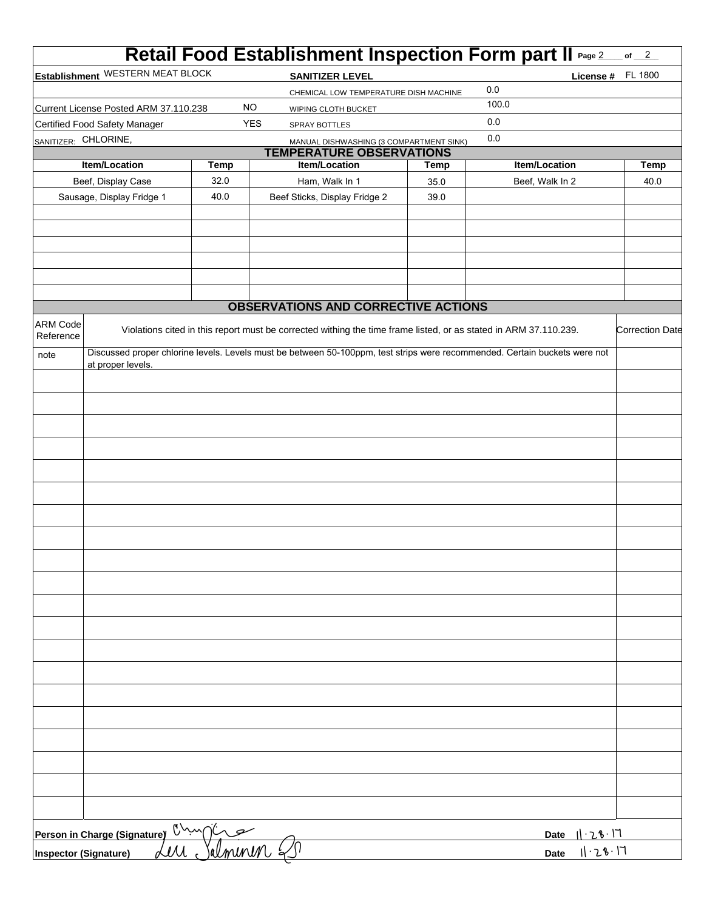# Retail Food Establishment Inspection Form part II

| | | | |
|---|---|---|---|
| **Establishment** WESTERN MEAT BLOCK | | **SANITIZER LEVEL** | **License #** FL 1800 |
| | | CHEMICAL LOW TEMPERATURE DISH MACHINE | 0.0 |
| Current License Posted ARM 37.110.238 | NO | WIPING CLOTH BUCKET | 100.0 |
| Certified Food Safety Manager | YES | SPRAY BOTTLES | 0.0 |
| SANITIZER: CHLORINE, | | MANUAL DISHWASHING (3 COMPARTMENT SINK) | 0.0 |

## TEMPERATURE OBSERVATIONS

| Item/Location | Temp | Item/Location | Temp | Item/Location | Temp |
|---|---|---|---|---|---|
| Beef, Display Case | 32.0 | Ham, Walk In 1 | 35.0 | Beef, Walk In 2 | 40.0 |
| Sausage, Display Fridge 1 | 40.0 | Beef Sticks, Display Fridge 2 | 39.0 | | |

## OBSERVATIONS AND CORRECTIVE ACTIONS

| ARM Code Reference | Violations cited in this report must be corrected withing the time frame listed, or as stated in ARM 37.110.239. | Correction Date |
|---|---|---|
| note | Discussed proper chlorine levels. Levels must be between 50-100ppm, test strips were recommended. Certain buckets were not at proper levels. | |

**Person in Charge (Signature)** Chungie **Date** 11·28·17

**Inspector (Signature)** Lei Salminen RS **Date** 11·28·17